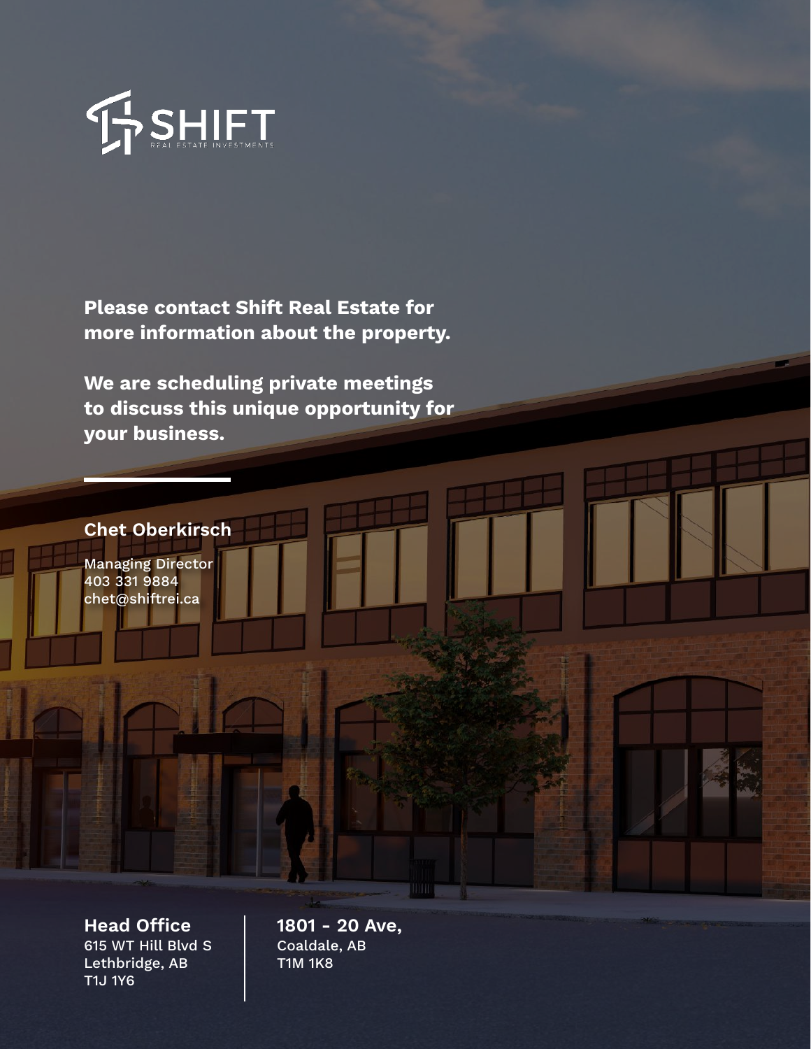SHIFT

REAL ESTATE INVESTMENTS

**Please contact Shift Real Estate for more information about the property.**

**We are scheduling private meetings to discuss this unique opportunity for your business.**

### Chet Oberkirsch

Managing Director
403 331 9884
chet@shiftrei.ca

### Head Office

615 WT Hill Blvd S
Lethbridge, AB
T1J 1Y6

### 1801 - 20 Ave,

Coaldale, AB
T1M 1K8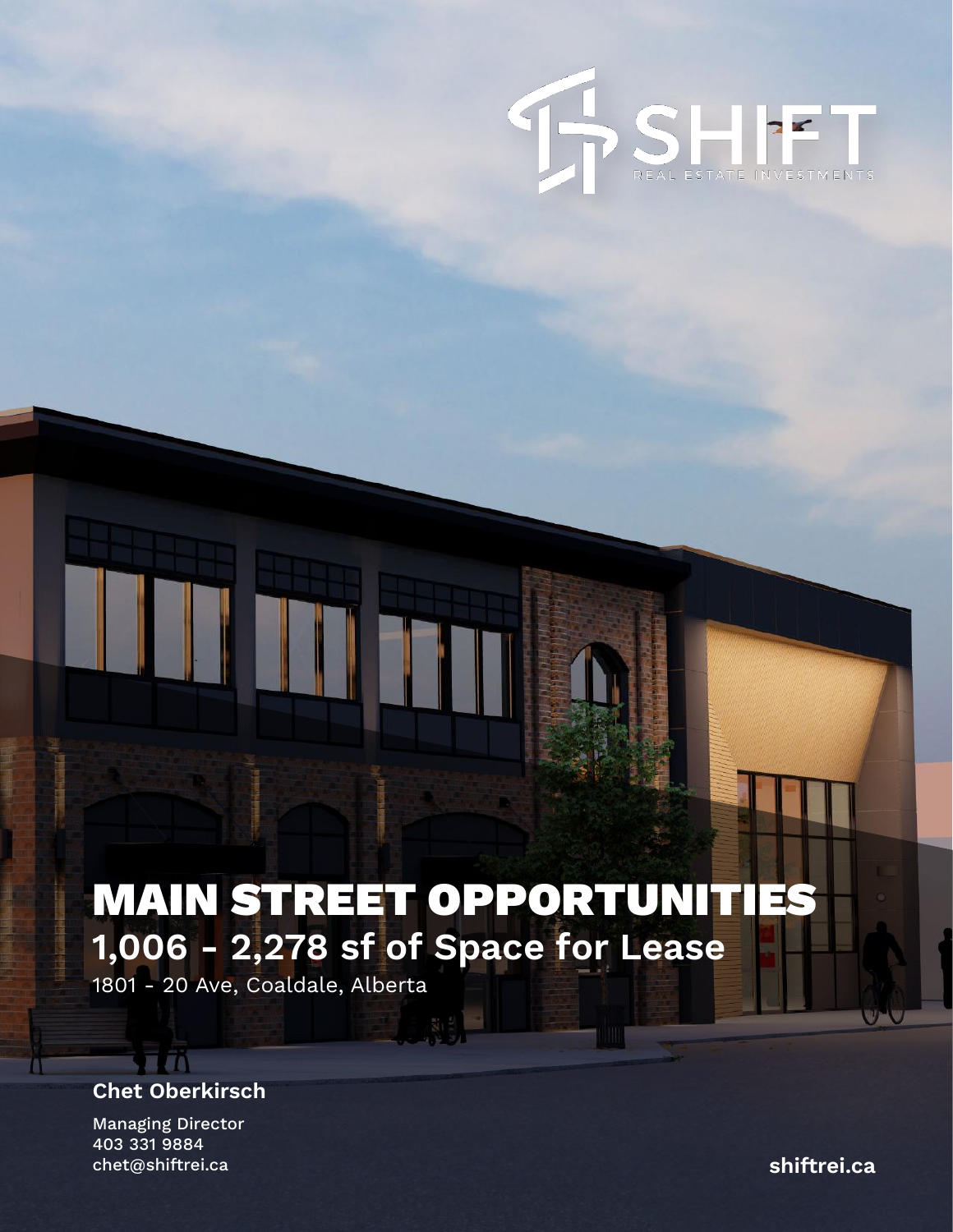SHIFT
REAL ESTATE INVESTMENTS

# MAIN STREET OPPORTUNITIES

## 1,006 - 2,278 sf of Space for Lease

1801 - 20 Ave, Coaldale, Alberta

**Chet Oberkirsch**

Managing Director
403 331 9884
chet@shiftrei.ca

**shiftrei.ca**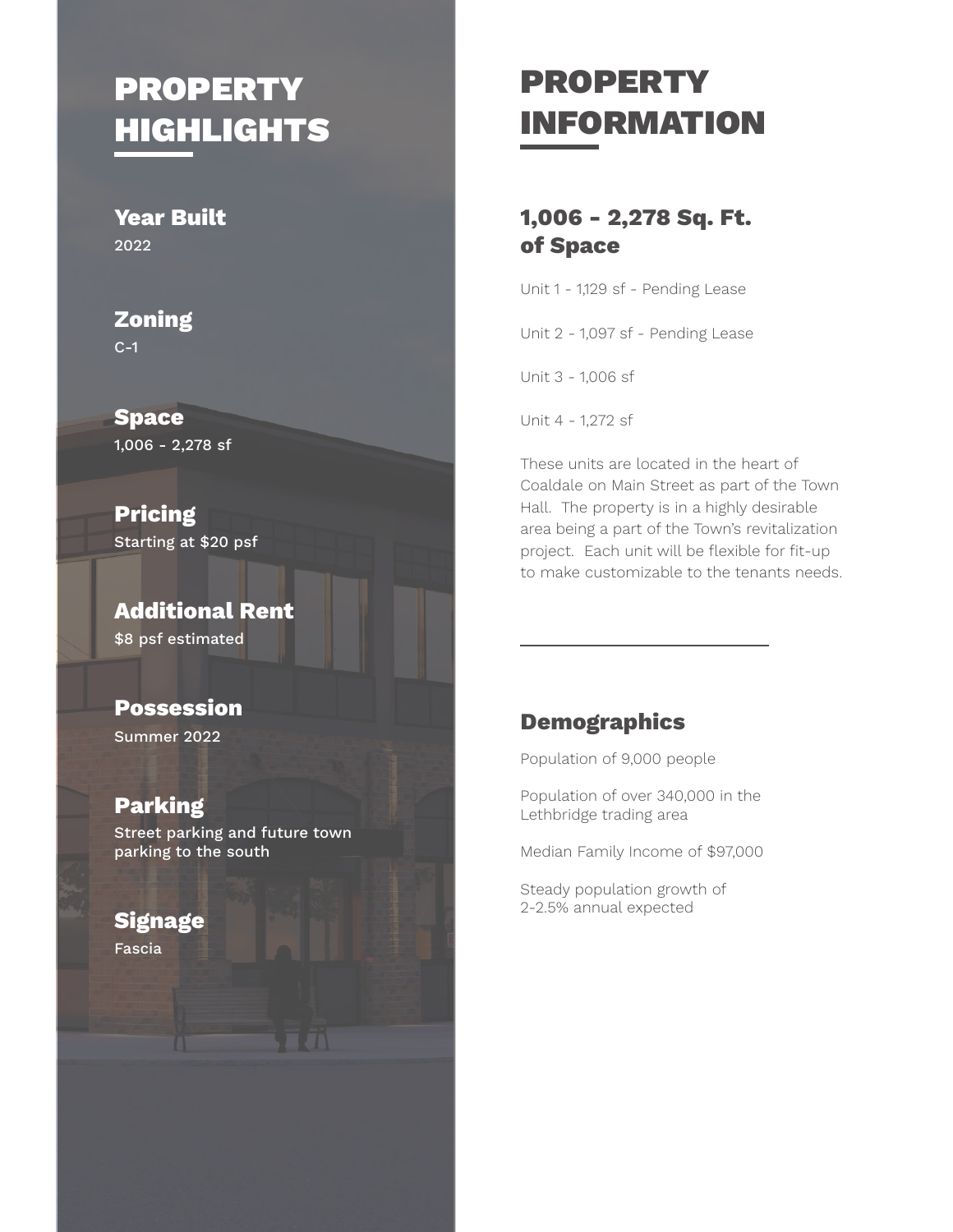## PROPERTY HIGHLIGHTS

**Year Built**
2022

**Zoning**
C-1

**Space**
1,006 - 2,278 sf

**Pricing**
Starting at $20 psf

**Additional Rent**
$8 psf estimated

**Possession**
Summer 2022

**Parking**
Street parking and future town parking to the south

**Signage**
Fascia

## PROPERTY INFORMATION

### 1,006 - 2,278 Sq. Ft. of Space

Unit 1 - 1,129 sf - Pending Lease

Unit 2 - 1,097 sf - Pending Lease

Unit 3 - 1,006 sf

Unit 4 - 1,272 sf

These units are located in the heart of Coaldale on Main Street as part of the Town Hall. The property is in a highly desirable area being a part of the Town's revitalization project. Each unit will be flexible for fit-up to make customizable to the tenants needs.

### Demographics

Population of 9,000 people

Population of over 340,000 in the Lethbridge trading area

Median Family Income of $97,000

Steady population growth of 2-2.5% annual expected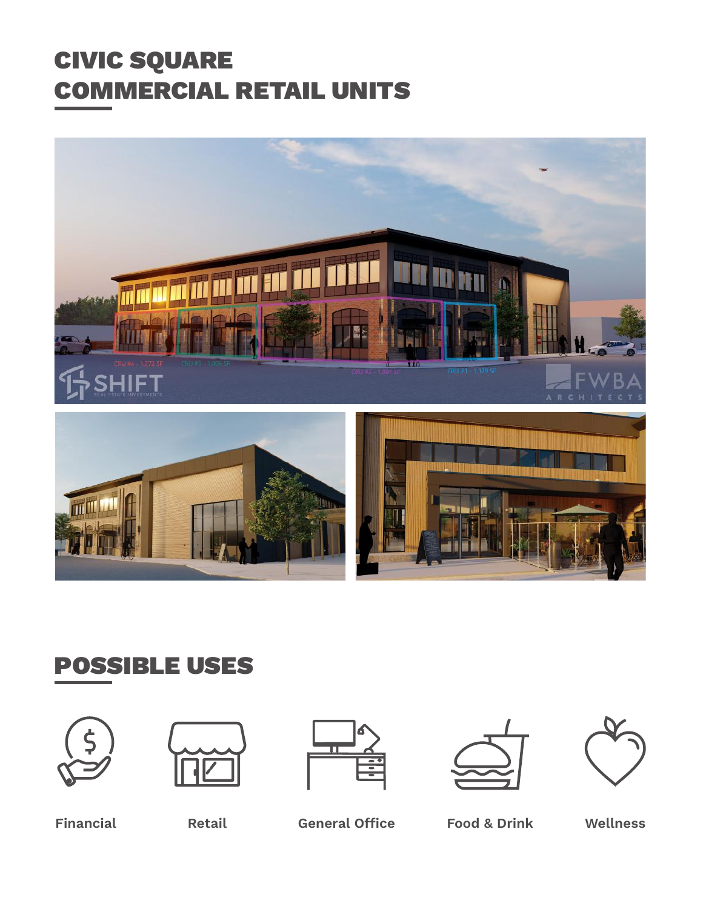# CIVIC SQUARE COMMERCIAL RETAIL UNITS

# POSSIBLE USES

Financial

Retail

General Office

Food & Drink

Wellness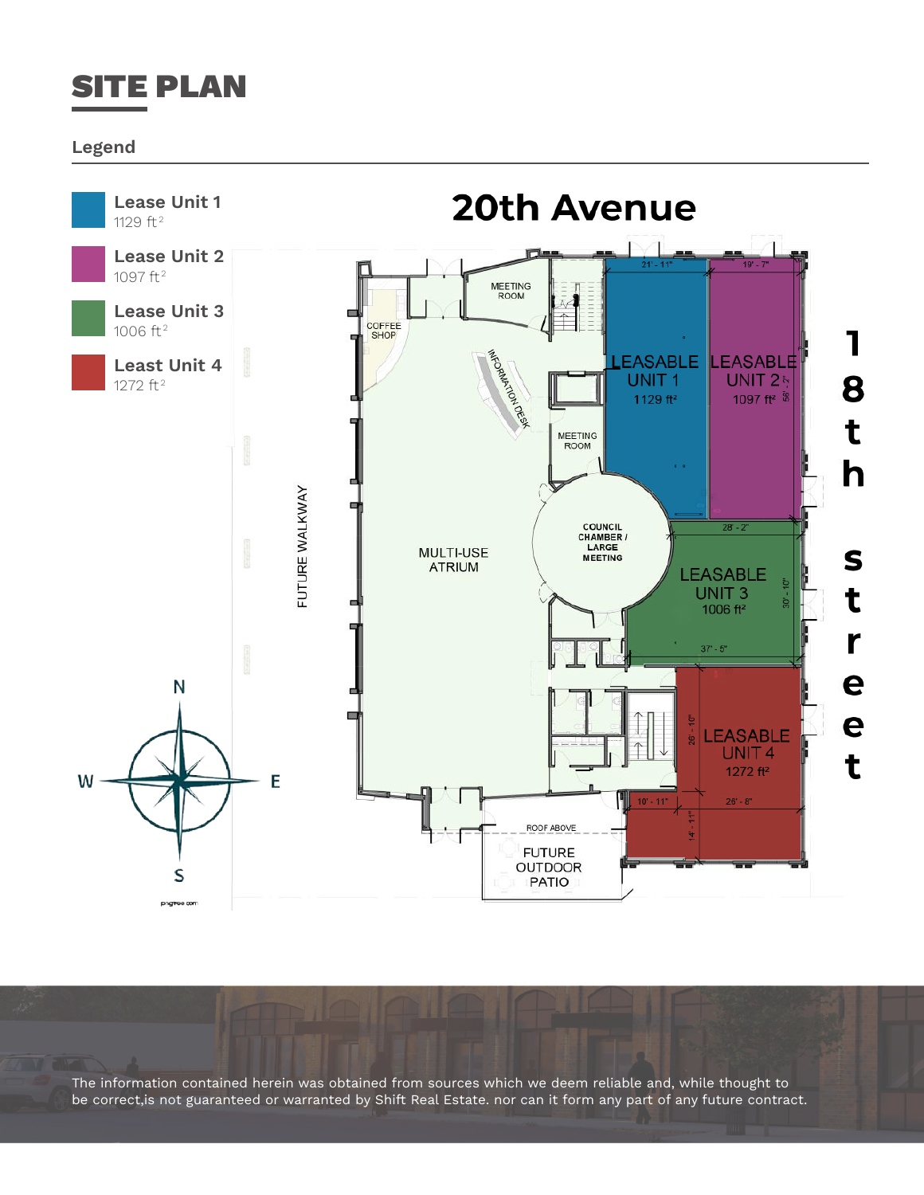# SITE PLAN

## Legend

- **Lease Unit 1** 1129 ft²
- **Lease Unit 2** 1097 ft²
- **Lease Unit 3** 1006 ft²
- **Least Unit 4** 1272 ft²

20th Avenue

18th street

MEETING ROOM

COFFEE SHOP

INFORMATION DESK

MEETING ROOM

LEASABLE UNIT 1 1129 ft²

LEASABLE UNIT 2 1097 ft²

21' - 11"

19' - 7"

56' - 2"

COUNCIL CHAMBER / LARGE MEETING

MULTI-USE ATRIUM

FUTURE WALKWAY

28' - 2"

LEASABLE UNIT 3 1006 ft²

30' - 10"

37' - 5"

LEASABLE UNIT 4 1272 ft²

26' - 10"

10' - 11"

26' - 8"

14' - 11"

ROOF ABOVE

FUTURE OUTDOOR PATIO

N W E S

The information contained herein was obtained from sources which we deem reliable and, while thought to be correct,is not guaranteed or warranted by Shift Real Estate. nor can it form any part of any future contract.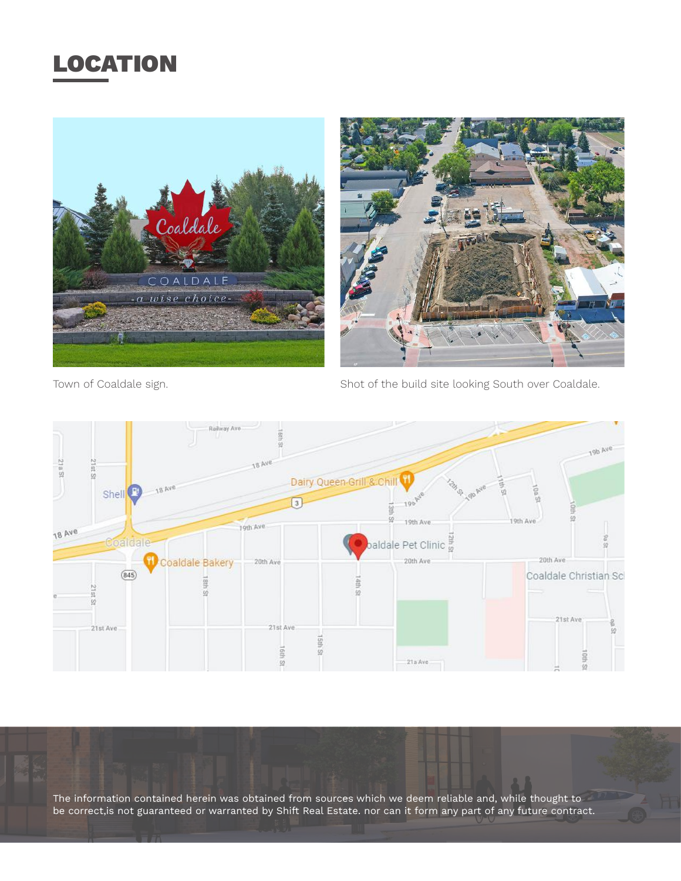# LOCATION

Town of Coaldale sign.

Shot of the build site looking South over Coaldale.

The information contained herein was obtained from sources which we deem reliable and, while thought to be correct,is not guaranteed or warranted by Shift Real Estate. nor can it form any part of any future contract.